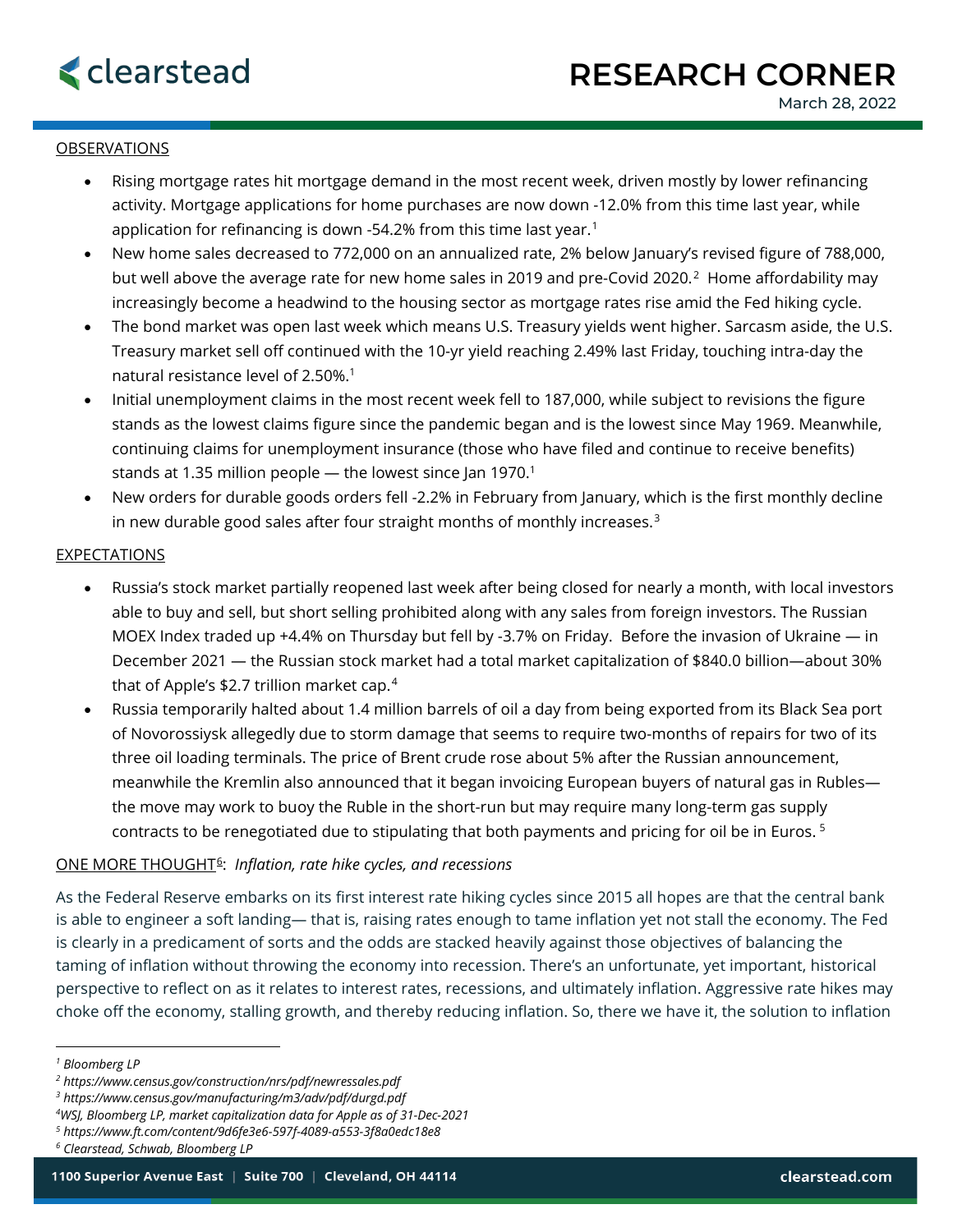# RESEARCH CORNER

March 28, 2022

## OBSERVATIONS

- Rising mortgage rates hit mortgage demand in the most recent week, driven mostly by lower refinancing activity. Mortgage applications for home purchases are now down -12.0% from this time last year, while application for refinancing is down -54.2% from this time last year.[1]
- New home sales decreased to 772,000 on an annualized rate, 2% below January's revised figure of 788,000, but well above the average rate for new home sales in 2019 and pre-Covid 2020.[2] Home affordability may increasingly become a headwind to the housing sector as mortgage rates rise amid the Fed hiking cycle.
- The bond market was open last week which means U.S. Treasury yields went higher. Sarcasm aside, the U.S. Treasury market sell off continued with the 10-yr yield reaching 2.49% last Friday, touching intra-day the natural resistance level of 2.50%.[1]
- Initial unemployment claims in the most recent week fell to 187,000, while subject to revisions the figure stands as the lowest claims figure since the pandemic began and is the lowest since May 1969. Meanwhile, continuing claims for unemployment insurance (those who have filed and continue to receive benefits) stands at 1.35 million people — the lowest since Jan 1970.[1]
- New orders for durable goods orders fell -2.2% in February from January, which is the first monthly decline in new durable good sales after four straight months of monthly increases.[3]

## EXPECTATIONS

- Russia's stock market partially reopened last week after being closed for nearly a month, with local investors able to buy and sell, but short selling prohibited along with any sales from foreign investors. The Russian MOEX Index traded up +4.4% on Thursday but fell by -3.7% on Friday. Before the invasion of Ukraine — in December 2021 — the Russian stock market had a total market capitalization of $840.0 billion—about 30% that of Apple's $2.7 trillion market cap.[4]
- Russia temporarily halted about 1.4 million barrels of oil a day from being exported from its Black Sea port of Novorossiysk allegedly due to storm damage that seems to require two-months of repairs for two of its three oil loading terminals. The price of Brent crude rose about 5% after the Russian announcement, meanwhile the Kremlin also announced that it began invoicing European buyers of natural gas in Rubles—the move may work to buoy the Ruble in the short-run but may require many long-term gas supply contracts to be renegotiated due to stipulating that both payments and pricing for oil be in Euros.[5]

## ONE MORE THOUGHT[6]: *Inflation, rate hike cycles, and recessions*

As the Federal Reserve embarks on its first interest rate hiking cycles since 2015 all hopes are that the central bank is able to engineer a soft landing— that is, raising rates enough to tame inflation yet not stall the economy. The Fed is clearly in a predicament of sorts and the odds are stacked heavily against those objectives of balancing the taming of inflation without throwing the economy into recession. There's an unfortunate, yet important, historical perspective to reflect on as it relates to interest rates, recessions, and ultimately inflation. Aggressive rate hikes may choke off the economy, stalling growth, and thereby reducing inflation. So, there we have it, the solution to inflation

---

[1] *Bloomberg LP*
[2] *https://www.census.gov/construction/nrs/pdf/newressales.pdf*
[3] *https://www.census.gov/manufacturing/m3/adv/pdf/durgd.pdf*
[4] *WSJ, Bloomberg LP, market capitalization data for Apple as of 31-Dec-2021*
[5] *https://www.ft.com/content/9d6fe3e6-597f-4089-a553-3f8a0edc18e8*
[6] *Clearstead, Schwab, Bloomberg LP*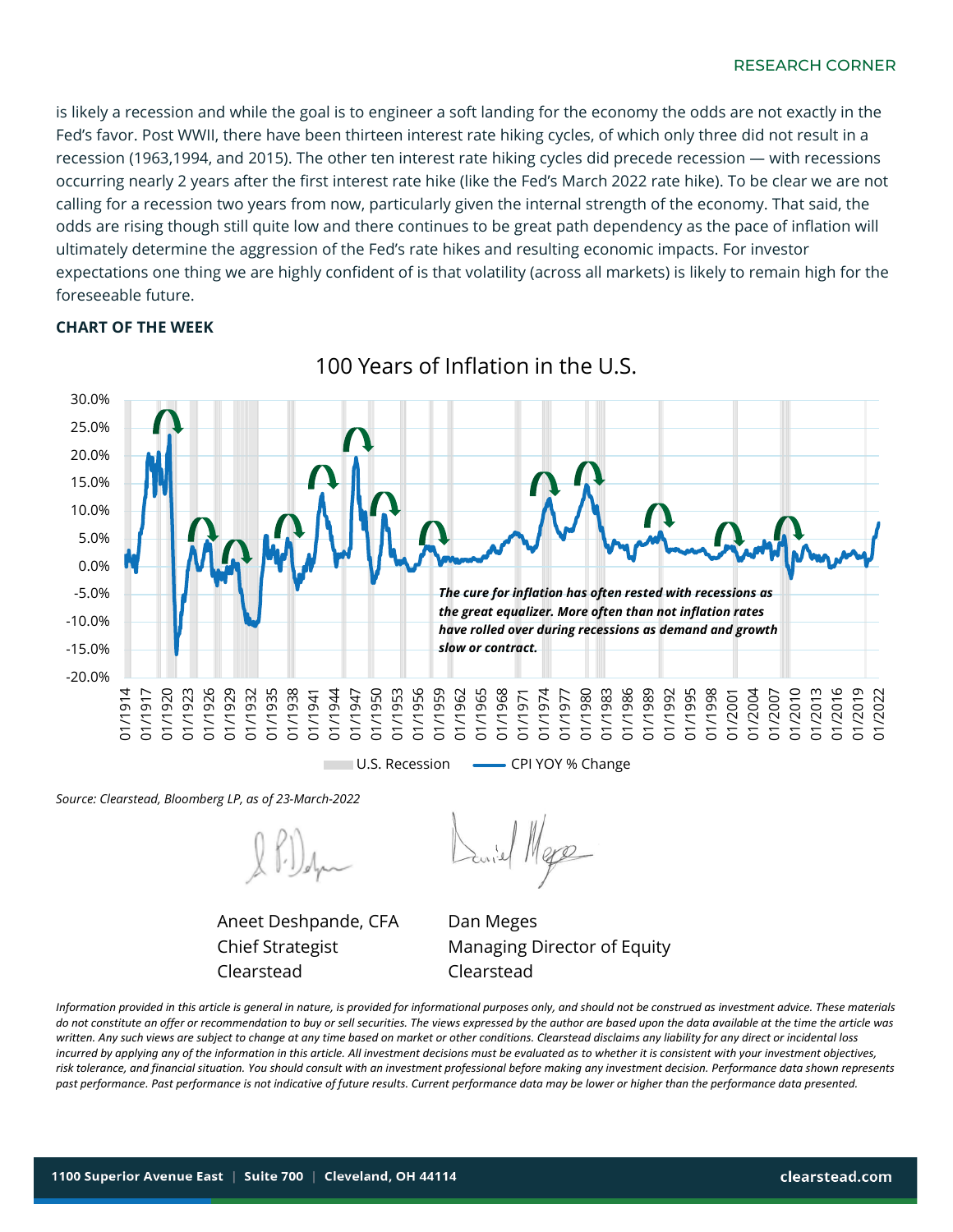is likely a recession and while the goal is to engineer a soft landing for the economy the odds are not exactly in the Fed's favor. Post WWII, there have been thirteen interest rate hiking cycles, of which only three did not result in a recession (1963,1994, and 2015). The other ten interest rate hiking cycles did precede recession — with recessions occurring nearly 2 years after the first interest rate hike (like the Fed's March 2022 rate hike). To be clear we are not calling for a recession two years from now, particularly given the internal strength of the economy. That said, the odds are rising though still quite low and there continues to be great path dependency as the pace of inflation will ultimately determine the aggression of the Fed's rate hikes and resulting economic impacts. For investor expectations one thing we are highly confident of is that volatility (across all markets) is likely to remain high for the foreseeable future.

**CHART OF THE WEEK**

100 Years of Inflation in the U.S.

30.0%
25.0%
20.0%
15.0%
10.0%
5.0%
0.0%
-5.0%
-10.0%
-15.0%
-20.0%

01/1914 01/1917 01/1920 01/1923 01/1926 01/1929 01/1932 01/1935 01/1938 01/1941 01/1944 01/1947 01/1950 01/1953 01/1956 01/1959 01/1962 01/1965 01/1968 01/1971 01/1974 01/1977 01/1980 01/1983 01/1986 01/1989 01/1992 01/1995 01/1998 01/2001 01/2004 01/2007 01/2010 01/2013 01/2016 01/2019 01/2022

***The cure for inflation has often rested with recessions as the great equalizer. More often than not inflation rates have rolled over during recessions as demand and growth slow or contract.***

U.S. Recession CPI YOY % Change

*Source: Clearstead, Bloomberg LP, as of 23-March-2022*

Aneet Deshpande, CFA
Chief Strategist
Clearstead

Dan Meges
Managing Director of Equity
Clearstead

*Information provided in this article is general in nature, is provided for informational purposes only, and should not be construed as investment advice. These materials do not constitute an offer or recommendation to buy or sell securities. The views expressed by the author are based upon the data available at the time the article was written. Any such views are subject to change at any time based on market or other conditions. Clearstead disclaims any liability for any direct or incidental loss incurred by applying any of the information in this article. All investment decisions must be evaluated as to whether it is consistent with your investment objectives, risk tolerance, and financial situation. You should consult with an investment professional before making any investment decision. Performance data shown represents past performance. Past performance is not indicative of future results. Current performance data may be lower or higher than the performance data presented.*

1100 Superior Avenue East | Suite 700 | Cleveland, OH 44114 clearstead.com